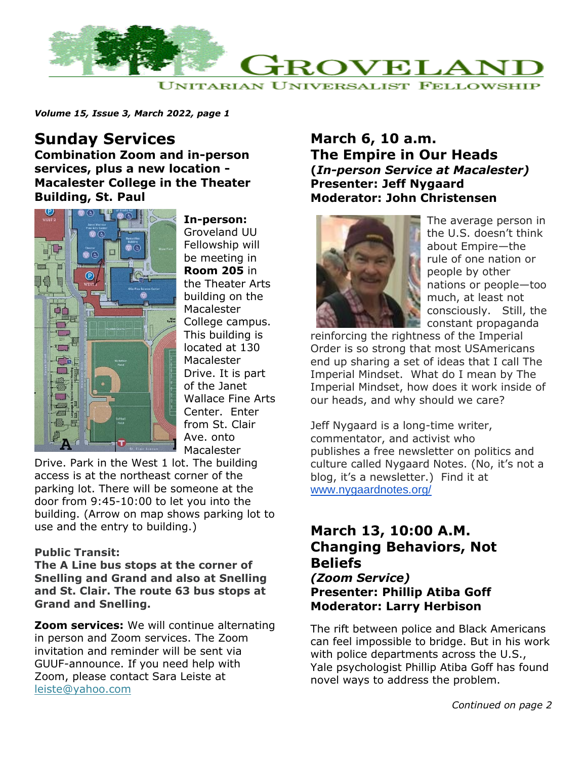# GROVELAND

UNITARIAN UNIVERSALIST FELLOWSHIP

***Volume 15, Issue 3, March 2022, page 1***

## Sunday Services

**Combination Zoom and in-person services, plus a new location - Macalester College in the Theater Building, St. Paul**

**In-person:** Groveland UU Fellowship will be meeting in **Room 205** in the Theater Arts building on the Macalester College campus. This building is located at 130 Macalester Drive. It is part of the Janet Wallace Fine Arts Center. Enter from St. Clair Ave. onto Macalester Drive. Park in the West 1 lot. The building access is at the northeast corner of the parking lot. There will be someone at the door from 9:45-10:00 to let you into the building. (Arrow on map shows parking lot to use and the entry to building.)

**Public Transit:**
**The A Line bus stops at the corner of Snelling and Grand and also at Snelling and St. Clair. The route 63 bus stops at Grand and Snelling.**

**Zoom services:** We will continue alternating in person and Zoom services. The Zoom invitation and reminder will be sent via GUUF-announce. If you need help with Zoom, please contact Sara Leiste at leiste@yahoo.com

## March 6, 10 a.m.
## The Empire in Our Heads

**(*In-person Service at Macalester)***
**Presenter: Jeff Nygaard**
**Moderator: John Christensen**

The average person in the U.S. doesn't think about Empire—the rule of one nation or people by other nations or people—too much, at least not consciously. Still, the constant propaganda reinforcing the rightness of the Imperial Order is so strong that most USAmericans end up sharing a set of ideas that I call The Imperial Mindset. What do I mean by The Imperial Mindset, how does it work inside of our heads, and why should we care?

Jeff Nygaard is a long-time writer, commentator, and activist who publishes a free newsletter on politics and culture called Nygaard Notes. (No, it's not a blog, it's a newsletter.) Find it at www.nygaardnotes.org/

## March 13, 10:00 A.M.
## Changing Behaviors, Not Beliefs

***(Zoom Service)***
**Presenter: Phillip Atiba Goff**
**Moderator: Larry Herbison**

The rift between police and Black Americans can feel impossible to bridge. But in his work with police departments across the U.S., Yale psychologist Phillip Atiba Goff has found novel ways to address the problem.

*Continued on page 2*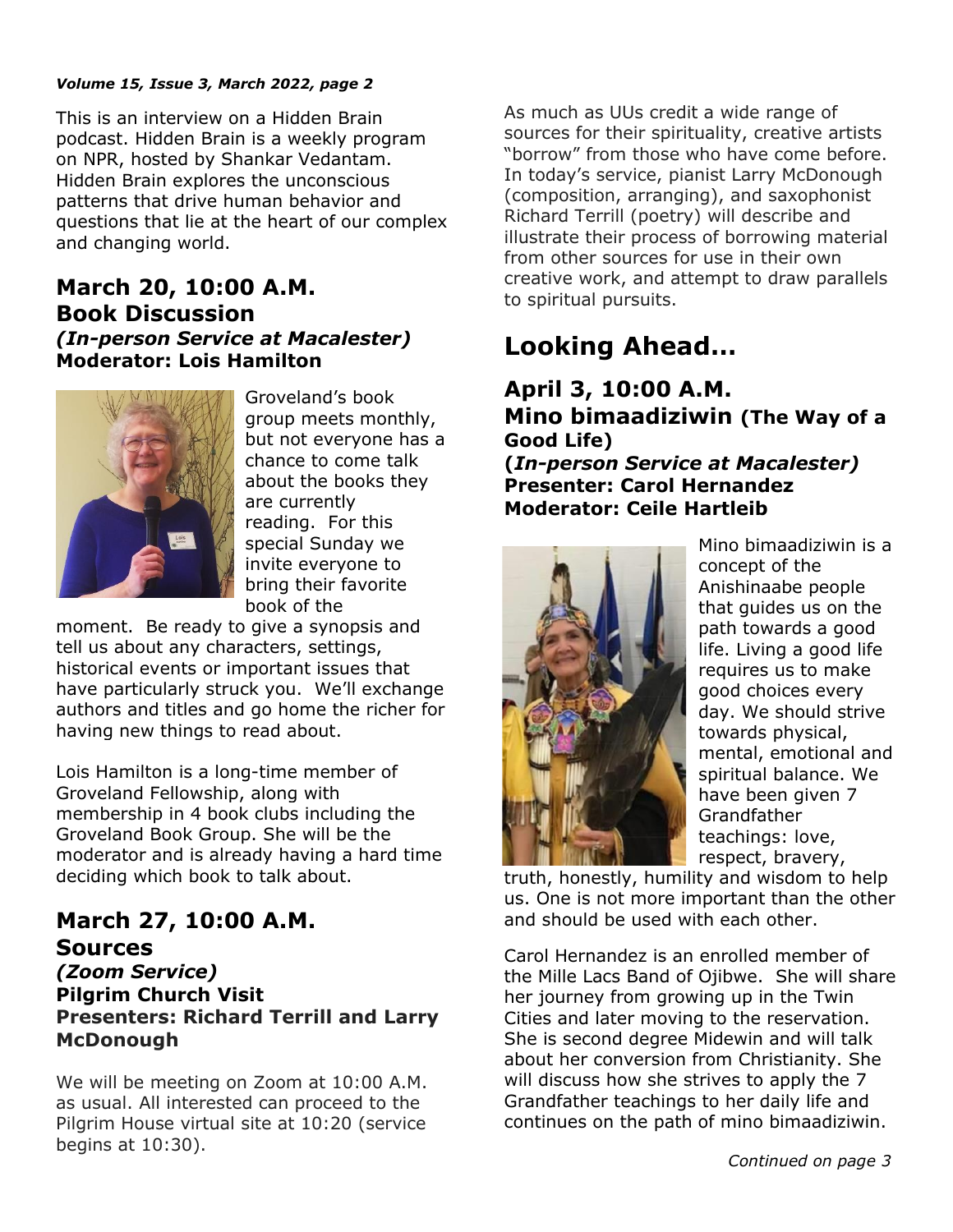This is an interview on a Hidden Brain podcast. Hidden Brain is a weekly program on NPR, hosted by Shankar Vedantam. Hidden Brain explores the unconscious patterns that drive human behavior and questions that lie at the heart of our complex and changing world.

## March 20, 10:00 A.M. Book Discussion

***(In-person Service at Macalester)***

**Moderator: Lois Hamilton**

Groveland's book group meets monthly, but not everyone has a chance to come talk about the books they are currently reading. For this special Sunday we invite everyone to bring their favorite book of the moment. Be ready to give a synopsis and tell us about any characters, settings, historical events or important issues that have particularly struck you. We'll exchange authors and titles and go home the richer for having new things to read about.

Lois Hamilton is a long-time member of Groveland Fellowship, along with membership in 4 book clubs including the Groveland Book Group. She will be the moderator and is already having a hard time deciding which book to talk about.

## March 27, 10:00 A.M. Sources

***(Zoom Service)***

**Pilgrim Church Visit**

**Presenters: Richard Terrill and Larry McDonough**

We will be meeting on Zoom at 10:00 A.M. as usual. All interested can proceed to the Pilgrim House virtual site at 10:20 (service begins at 10:30).

As much as UUs credit a wide range of sources for their spirituality, creative artists "borrow" from those who have come before. In today's service, pianist Larry McDonough (composition, arranging), and saxophonist Richard Terrill (poetry) will describe and illustrate their process of borrowing material from other sources for use in their own creative work, and attempt to draw parallels to spiritual pursuits.

# Looking Ahead...

## April 3, 10:00 A.M. Mino bimaadiziwin (The Way of a Good Life)

**(*In-person Service at Macalester)***

**Presenter: Carol Hernandez**

**Moderator: Ceile Hartleib**

Mino bimaadiziwin is a concept of the Anishinaabe people that guides us on the path towards a good life. Living a good life requires us to make good choices every day. We should strive towards physical, mental, emotional and spiritual balance. We have been given 7 Grandfather teachings: love, respect, bravery, truth, honestly, humility and wisdom to help us. One is not more important than the other and should be used with each other.

Carol Hernandez is an enrolled member of the Mille Lacs Band of Ojibwe. She will share her journey from growing up in the Twin Cities and later moving to the reservation. She is second degree Midewin and will talk about her conversion from Christianity. She will discuss how she strives to apply the 7 Grandfather teachings to her daily life and continues on the path of mino bimaadiziwin.

*Continued on page 3*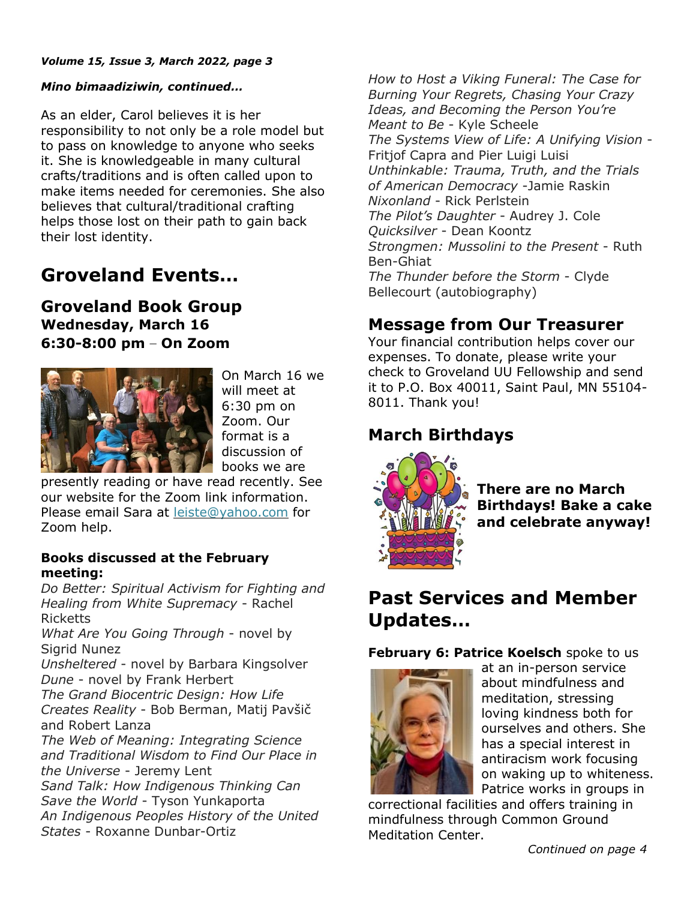***Mino bimaadiziwin, continued…***

As an elder, Carol believes it is her responsibility to not only be a role model but to pass on knowledge to anyone who seeks it. She is knowledgeable in many cultural crafts/traditions and is often called upon to make items needed for ceremonies. She also believes that cultural/traditional crafting helps those lost on their path to gain back their lost identity.

# Groveland Events…

## Groveland Book Group
### Wednesday, March 16
### 6:30-8:00 pm – On Zoom

On March 16 we will meet at 6:30 pm on Zoom. Our format is a discussion of books we are presently reading or have read recently. See our website for the Zoom link information. Please email Sara at leiste@yahoo.com for Zoom help.

**Books discussed at the February meeting:**

*Do Better: Spiritual Activism for Fighting and Healing from White Supremacy* - Rachel Ricketts
*What Are You Going Through* - novel by Sigrid Nunez
*Unsheltered* - novel by Barbara Kingsolver
*Dune* - novel by Frank Herbert
*The Grand Biocentric Design: How Life Creates Reality* - Bob Berman, Matij Pavšič and Robert Lanza
*The Web of Meaning: Integrating Science and Traditional Wisdom to Find Our Place in the Universe* - Jeremy Lent
*Sand Talk: How Indigenous Thinking Can Save the World* - Tyson Yunkaporta
*An Indigenous Peoples History of the United States* - Roxanne Dunbar-Ortiz
*How to Host a Viking Funeral: The Case for Burning Your Regrets, Chasing Your Crazy Ideas, and Becoming the Person You're Meant to Be* - Kyle Scheele
*The Systems View of Life: A Unifying Vision* - Fritjof Capra and Pier Luigi Luisi
*Unthinkable: Trauma, Truth, and the Trials of American Democracy* -Jamie Raskin
*Nixonland* - Rick Perlstein
*The Pilot's Daughter* - Audrey J. Cole
*Quicksilver* - Dean Koontz
*Strongmen: Mussolini to the Present* - Ruth Ben-Ghiat
*The Thunder before the Storm* - Clyde Bellecourt (autobiography)

## Message from Our Treasurer

Your financial contribution helps cover our expenses. To donate, please write your check to Groveland UU Fellowship and send it to P.O. Box 40011, Saint Paul, MN 55104-8011. Thank you!

## March Birthdays

**There are no March Birthdays! Bake a cake and celebrate anyway!**

# Past Services and Member Updates…

**February 6: Patrice Koelsch** spoke to us at an in-person service about mindfulness and meditation, stressing loving kindness both for ourselves and others. She has a special interest in antiracism work focusing on waking up to whiteness. Patrice works in groups in correctional facilities and offers training in mindfulness through Common Ground Meditation Center.

*Continued on page 4*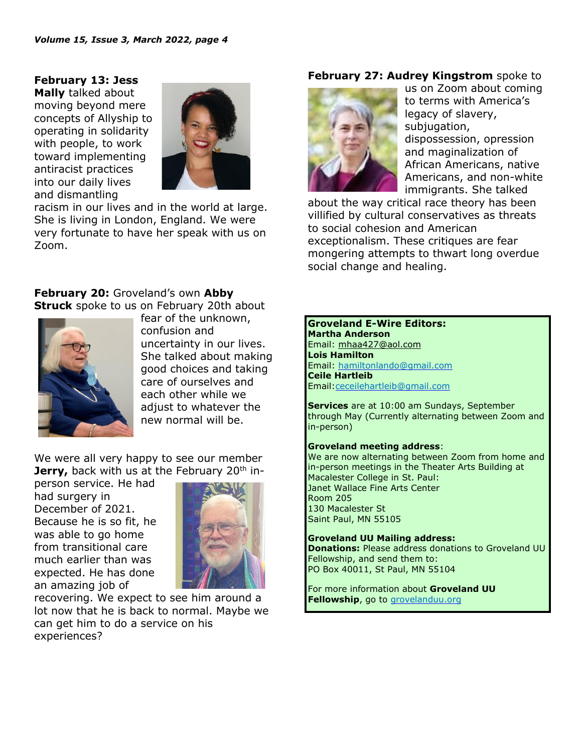**February 13: Jess Mally** talked about moving beyond mere concepts of Allyship to operating in solidarity with people, to work toward implementing antiracist practices into our daily lives and dismantling racism in our lives and in the world at large. She is living in London, England. We were very fortunate to have her speak with us on Zoom.

**February 20:** Groveland's own **Abby Struck** spoke to us on February 20th about fear of the unknown, confusion and uncertainty in our lives. She talked about making good choices and taking care of ourselves and each other while we adjust to whatever the new normal will be.

We were all very happy to see our member **Jerry,** back with us at the February 20th in-person service. He had had surgery in December of 2021. Because he is so fit, he was able to go home from transitional care much earlier than was expected. He has done an amazing job of recovering. We expect to see him around a lot now that he is back to normal. Maybe we can get him to do a service on his experiences?

**February 27: Audrey Kingstrom** spoke to us on Zoom about coming to terms with America's legacy of slavery, subjugation, dispossession, opression and maginalization of African Americans, native Americans, and non-white immigrants. She talked about the way critical race theory has been villified by cultural conservatives as threats to social cohesion and American exceptionalism. These critiques are fear mongering attempts to thwart long overdue social change and healing.

**Groveland E-Wire Editors:**
**Martha Anderson**
Email: mhaa427@aol.com
**Lois Hamilton**
Email: hamiltonlando@gmail.com
**Ceile Hartleib**
Email: ceceilehartleib@gmail.com

**Services** are at 10:00 am Sundays, September through May (Currently alternating between Zoom and in-person)

**Groveland meeting address**:
We are now alternating between Zoom from home and in-person meetings in the Theater Arts Building at Macalester College in St. Paul:
Janet Wallace Fine Arts Center
Room 205
130 Macalester St
Saint Paul, MN 55105

**Groveland UU Mailing address:**
**Donations:** Please address donations to Groveland UU Fellowship, and send them to:
PO Box 40011, St Paul, MN 55104

For more information about **Groveland UU Fellowship**, go to grovelanduu.org